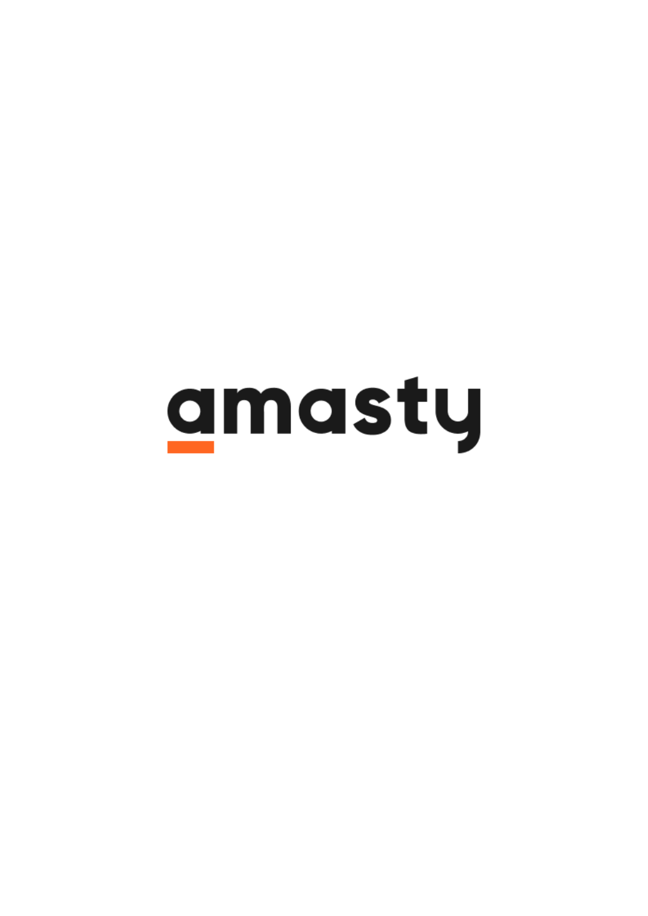amasty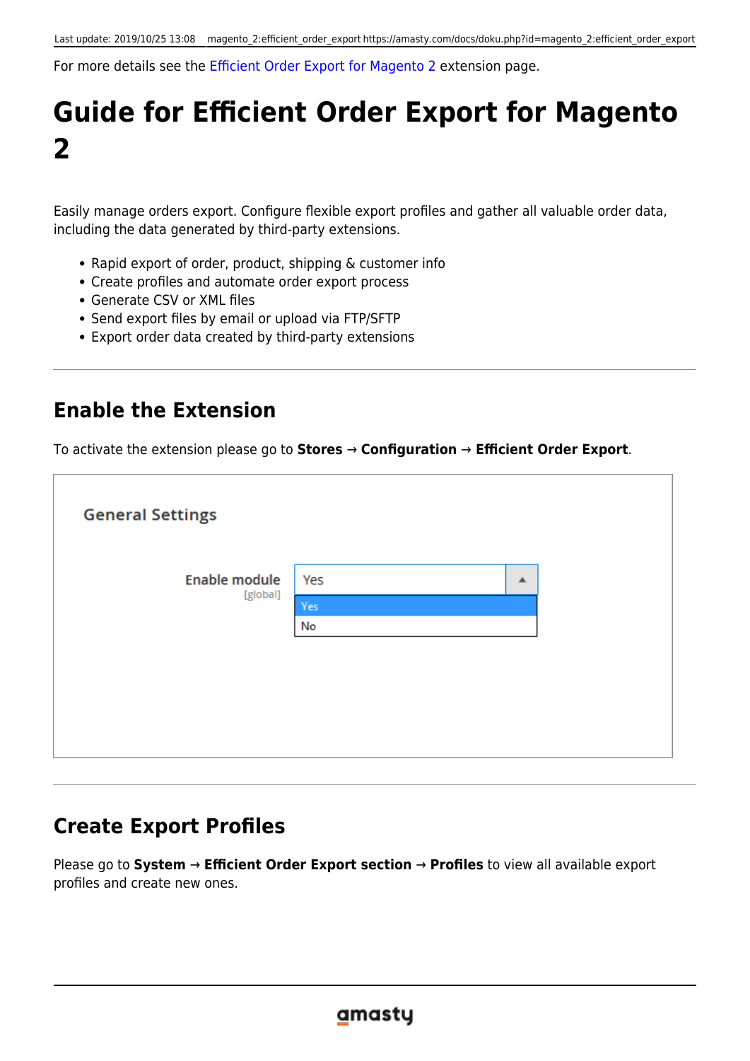For more details see the Efficient Order Export for Magento 2 extension page.

# Guide for Efficient Order Export for Magento 2

Easily manage orders export. Configure flexible export profiles and gather all valuable order data, including the data generated by third-party extensions.

- Rapid export of order, product, shipping & customer info
- Create profiles and automate order export process
- Generate CSV or XML files
- Send export files by email or upload via FTP/SFTP
- Export order data created by third-party extensions

---

## Enable the Extension

To activate the extension please go to **Stores** → **Configuration** → **Efficient Order Export**.

General Settings

Enable module [global]

Yes

Yes

No

---

## Create Export Profiles

Please go to **System** → **Efficient Order Export section** → **Profiles** to view all available export profiles and create new ones.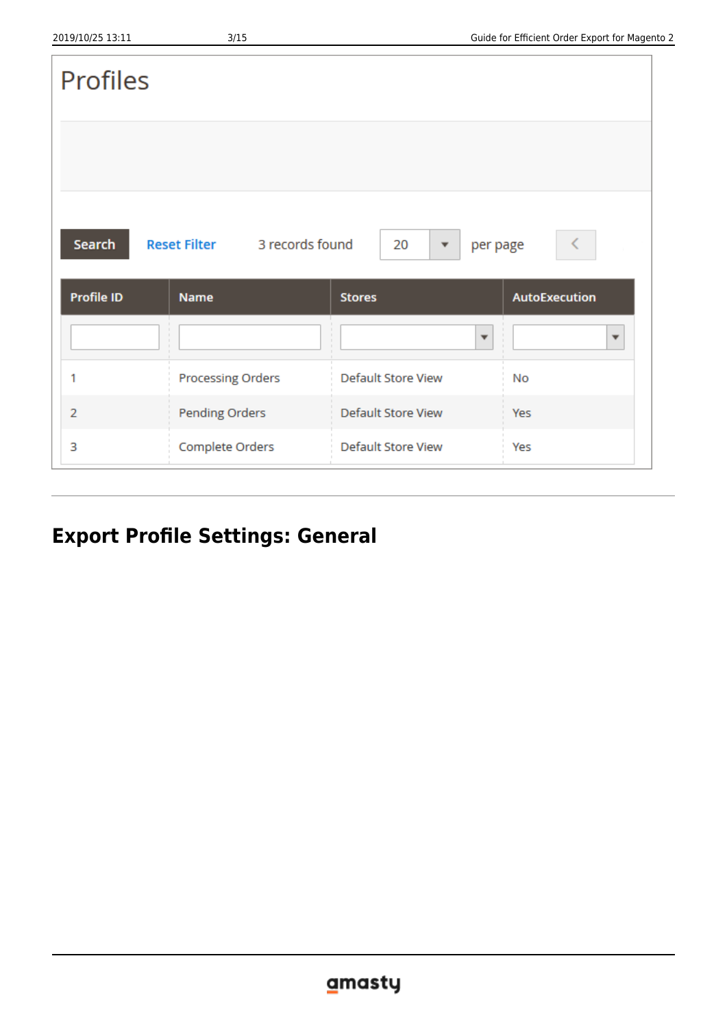# Profiles

Search | Reset Filter | 3 records found | 20 per page

| Profile ID | Name | Stores | AutoExecution |
|---|---|---|---|
| 1 | Processing Orders | Default Store View | No |
| 2 | Pending Orders | Default Store View | Yes |
| 3 | Complete Orders | Default Store View | Yes |

---

## Export Profile Settings: General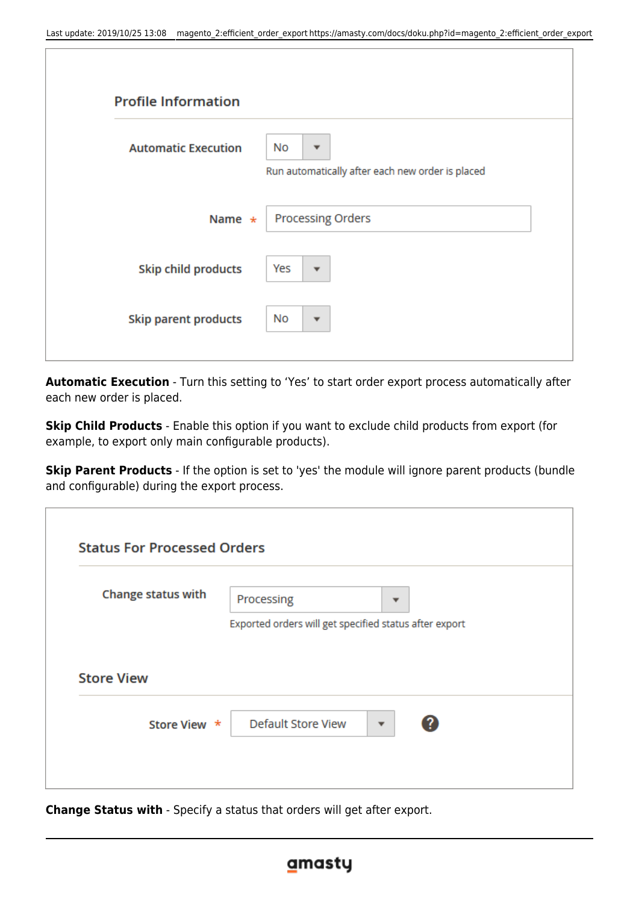**Automatic Execution** - Turn this setting to 'Yes' to start order export process automatically after each new order is placed.

**Skip Child Products** - Enable this option if you want to exclude child products from export (for example, to export only main configurable products).

**Skip Parent Products** - If the option is set to 'yes' the module will ignore parent products (bundle and configurable) during the export process.

**Change Status with** - Specify a status that orders will get after export.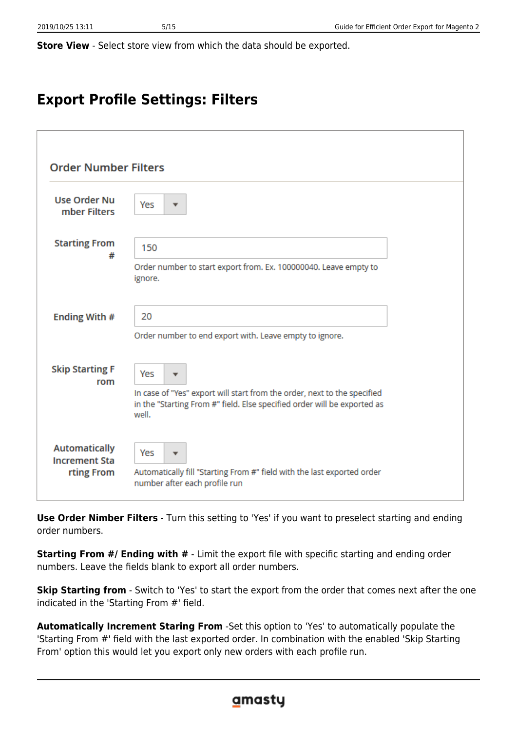**Store View** - Select store view from which the data should be exported.

## Export Profile Settings: Filters

Order Number Filters

Use Order Number Filters: Yes

Starting From #: 150

Order number to start export from. Ex. 100000040. Leave empty to ignore.

Ending With #: 20

Order number to end export with. Leave empty to ignore.

Skip Starting From: Yes

In case of "Yes" export will start from the order, next to the specified in the "Starting From #" field. Else specified order will be exported as well.

Automatically Increment Starting From: Yes

Automatically fill "Starting From #" field with the last exported order number after each profile run

**Use Order Nimber Filters** - Turn this setting to 'Yes' if you want to preselect starting and ending order numbers.

**Starting From #/ Ending with #** - Limit the export file with specific starting and ending order numbers. Leave the fields blank to export all order numbers.

**Skip Starting from** - Switch to 'Yes' to start the export from the order that comes next after the one indicated in the 'Starting From #' field.

**Automatically Increment Staring From** -Set this option to 'Yes' to automatically populate the 'Starting From #' field with the last exported order. In combination with the enabled 'Skip Starting From' option this would let you export only new orders with each profile run.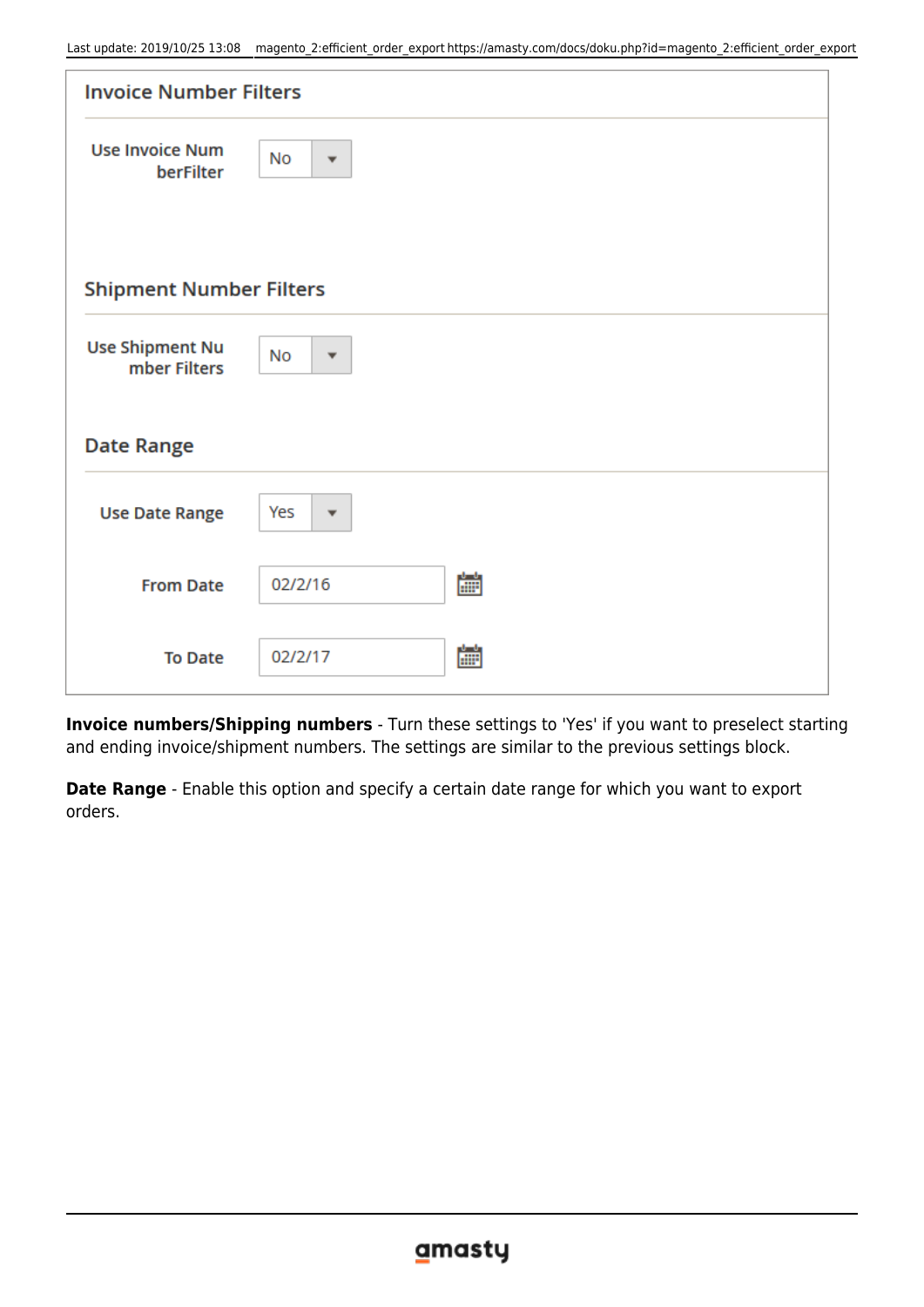**Invoice Number Filters**

Use Invoice NumberFilter: No

**Shipment Number Filters**

Use Shipment Number Filters: No

**Date Range**

Use Date Range: Yes

From Date: 02/2/16

To Date: 02/2/17

**Invoice numbers/Shipping numbers** - Turn these settings to 'Yes' if you want to preselect starting and ending invoice/shipment numbers. The settings are similar to the previous settings block.

**Date Range** - Enable this option and specify a certain date range for which you want to export orders.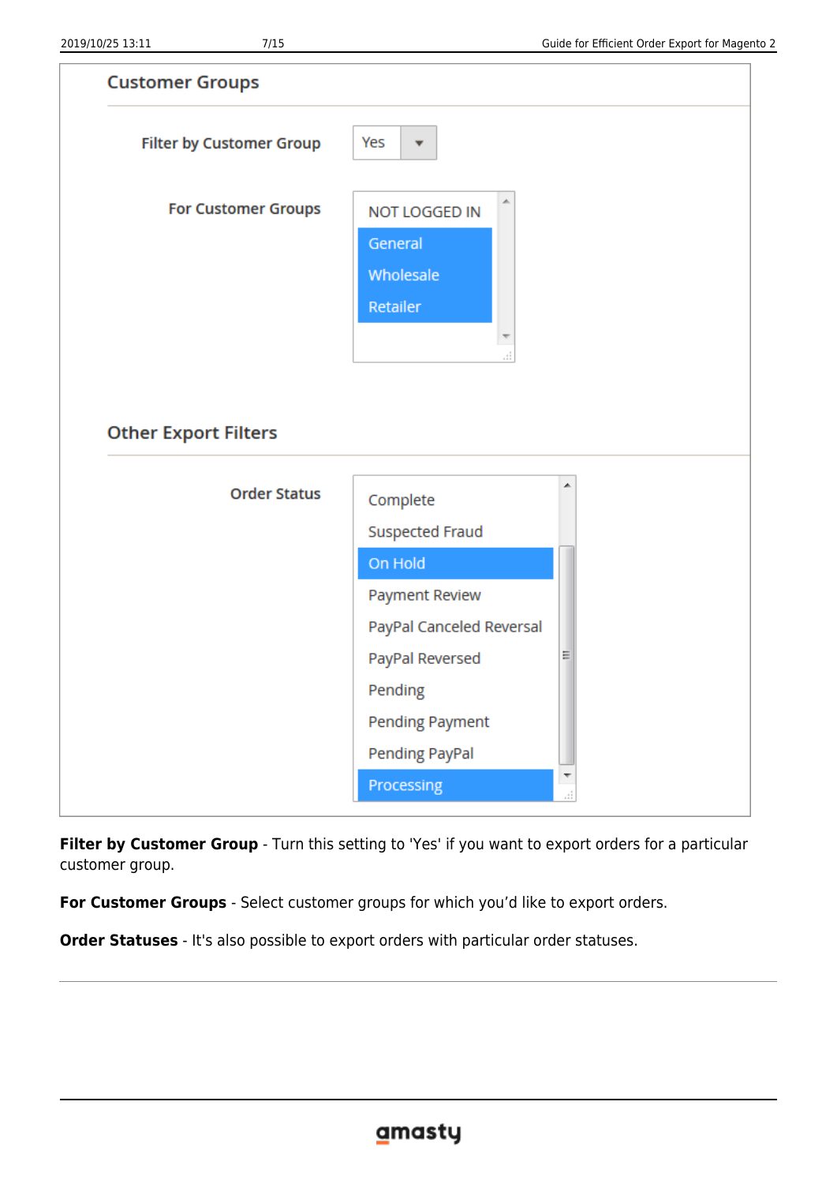## Customer Groups

Filter by Customer Group: Yes

For Customer Groups:
- NOT LOGGED IN
- General
- Wholesale
- Retailer

## Other Export Filters

Order Status:
- Complete
- Suspected Fraud
- On Hold
- Payment Review
- PayPal Canceled Reversal
- PayPal Reversed
- Pending
- Pending Payment
- Pending PayPal
- Processing

**Filter by Customer Group** - Turn this setting to 'Yes' if you want to export orders for a particular customer group.

**For Customer Groups** - Select customer groups for which you'd like to export orders.

**Order Statuses** - It's also possible to export orders with particular order statuses.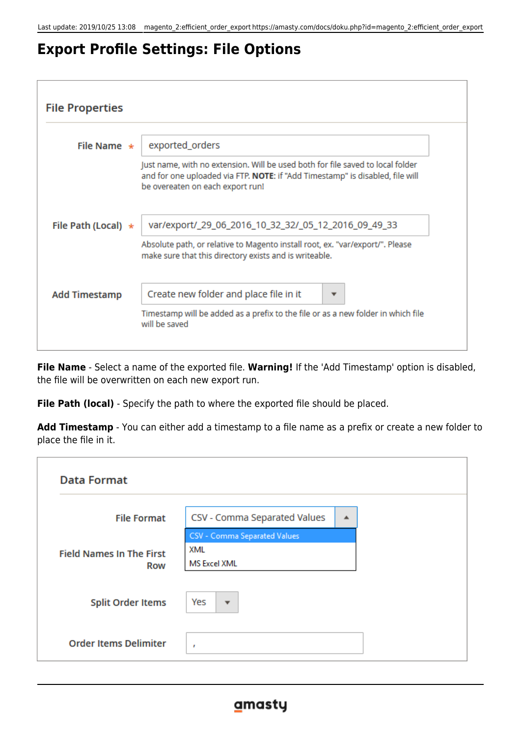# Export Profile Settings: File Options

File Properties

File Name * exported_orders

Just name, with no extension. Will be used both for file saved to local folder and for one uploaded via FTP. **NOTE**: if "Add Timestamp" is disabled, file will be overeaten on each export run!

File Path (Local) * var/export/_29_06_2016_10_32_32/_05_12_2016_09_49_33

Absolute path, or relative to Magento install root, ex. "var/export/". Please make sure that this directory exists and is writeable.

Add Timestamp: Create new folder and place file in it

Timestamp will be added as a prefix to the file or as a new folder in which file will be saved

**File Name** - Select a name of the exported file. **Warning!** If the 'Add Timestamp' option is disabled, the file will be overwritten on each new export run.

**File Path (local)** - Specify the path to where the exported file should be placed.

**Add Timestamp** - You can either add a timestamp to a file name as a prefix or create a new folder to place the file in it.

Data Format

File Format: CSV - Comma Separated Values

- CSV - Comma Separated Values
- XML
- MS Excel XML

Field Names In The First Row

Split Order Items: Yes

Order Items Delimiter: ,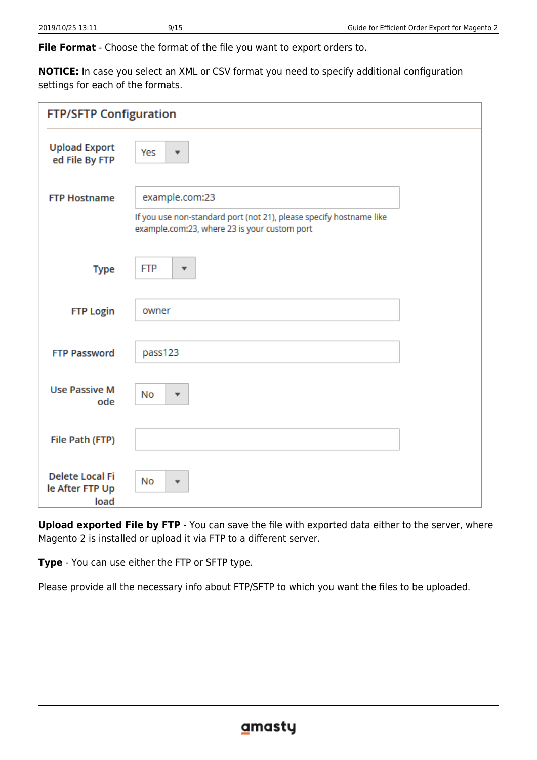**File Format** - Choose the format of the file you want to export orders to.

**NOTICE:** In case you select an XML or CSV format you need to specify additional configuration settings for each of the formats.

FTP/SFTP Configuration

Upload Exported File By FTP: Yes

FTP Hostname: example.com:23

If you use non-standard port (not 21), please specify hostname like example.com:23, where 23 is your custom port

Type: FTP

FTP Login: owner

FTP Password: pass123

Use Passive Mode: No

File Path (FTP):

Delete Local File After FTP Upload: No

**Upload exported File by FTP** - You can save the file with exported data either to the server, where Magento 2 is installed or upload it via FTP to a different server.

**Type** - You can use either the FTP or SFTP type.

Please provide all the necessary info about FTP/SFTP to which you want the files to be uploaded.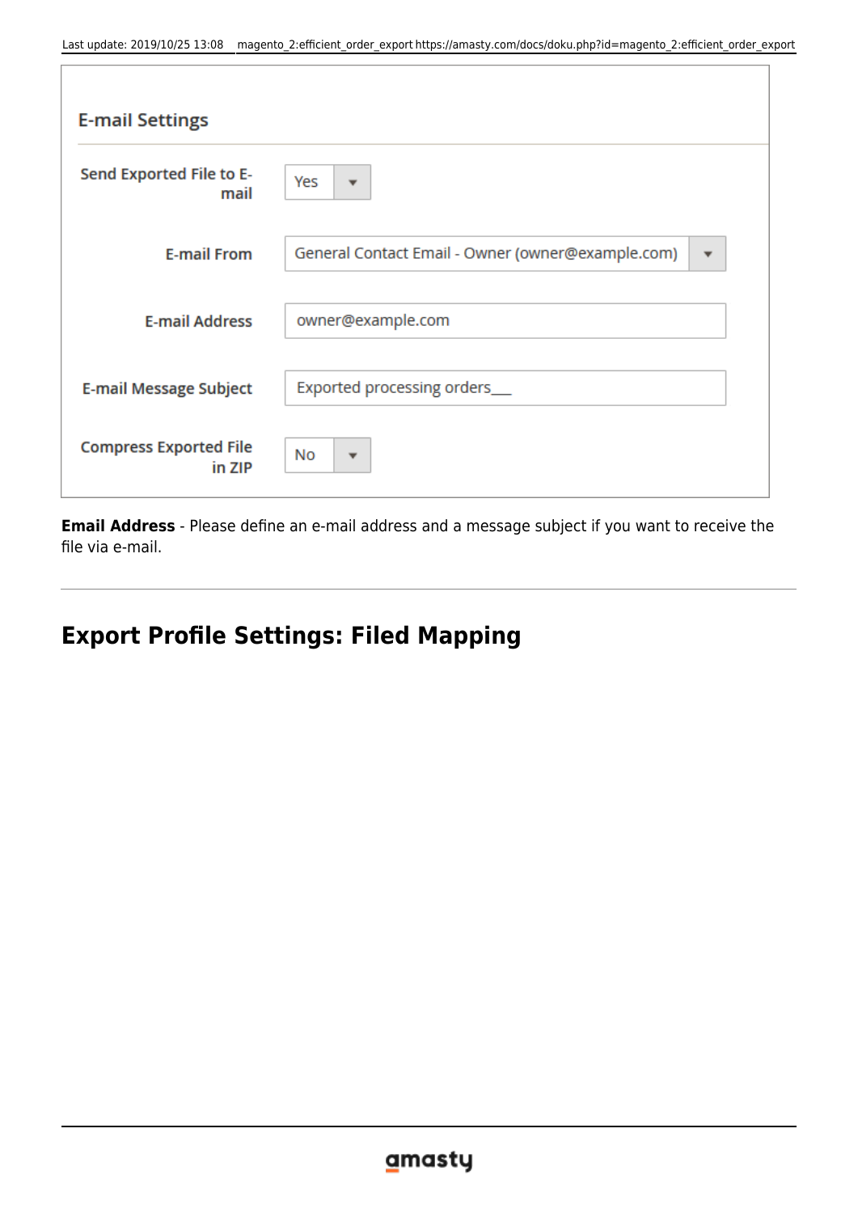E-mail Settings

Send Exported File to E-mail: Yes

E-mail From: General Contact Email - Owner (owner@example.com)

E-mail Address: owner@example.com

E-mail Message Subject: Exported processing orders___

Compress Exported File in ZIP: No

**Email Address** - Please define an e-mail address and a message subject if you want to receive the file via e-mail.

---

## Export Profile Settings: Filed Mapping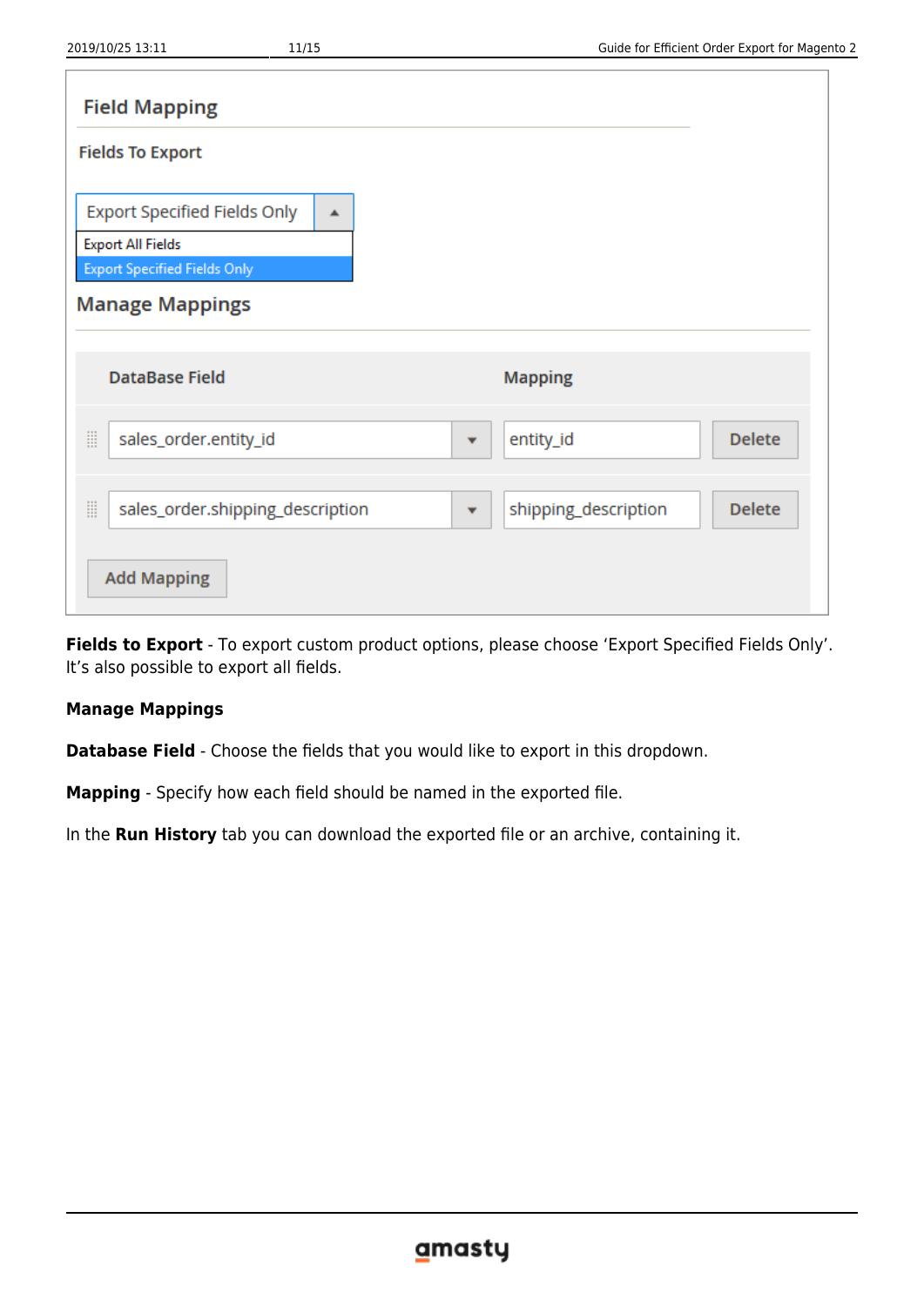**Fields to Export** - To export custom product options, please choose ‘Export Specified Fields Only’. It’s also possible to export all fields.

**Manage Mappings**

**Database Field** - Choose the fields that you would like to export in this dropdown.

**Mapping** - Specify how each field should be named in the exported file.

In the **Run History** tab you can download the exported file or an archive, containing it.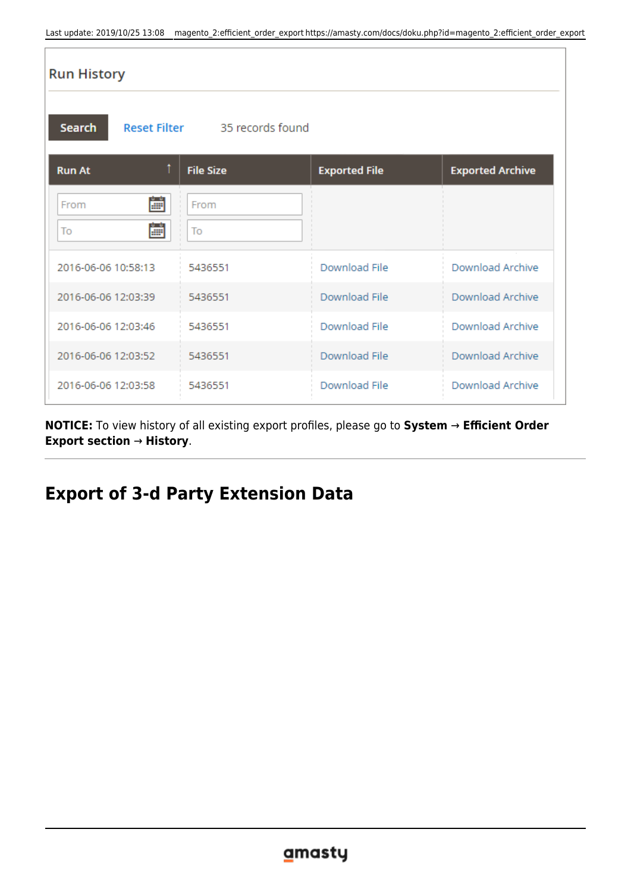## Run History

Search  Reset Filter  35 records found

| Run At | File Size | Exported File | Exported Archive |
|---|---|---|---|
| From / To | From / To | | |
| 2016-06-06 10:58:13 | 5436551 | Download File | Download Archive |
| 2016-06-06 12:03:39 | 5436551 | Download File | Download Archive |
| 2016-06-06 12:03:46 | 5436551 | Download File | Download Archive |
| 2016-06-06 12:03:52 | 5436551 | Download File | Download Archive |
| 2016-06-06 12:03:58 | 5436551 | Download File | Download Archive |

**NOTICE:** To view history of all existing export profiles, please go to **System** → **Efficient Order Export section** → **History**.

## Export of 3-d Party Extension Data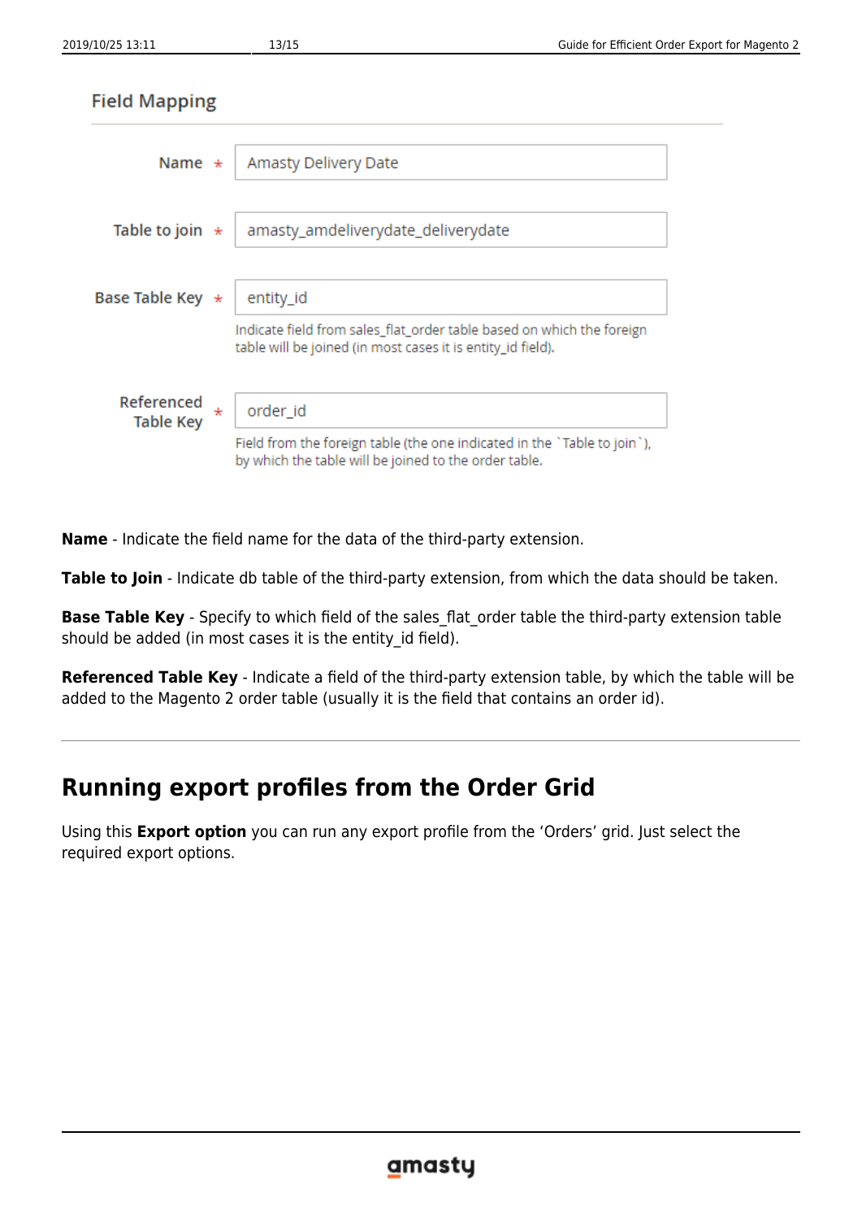Field Mapping

Name * Amasty Delivery Date

Table to join * amasty_amdeliverydate_deliverydate

Base Table Key * entity_id

Indicate field from sales_flat_order table based on which the foreign table will be joined (in most cases it is entity_id field).

Referenced Table Key * order_id

Field from the foreign table (the one indicated in the `Table to join`), by which the table will be joined to the order table.

**Name** - Indicate the field name for the data of the third-party extension.

**Table to Join** - Indicate db table of the third-party extension, from which the data should be taken.

**Base Table Key** - Specify to which field of the sales_flat_order table the third-party extension table should be added (in most cases it is the entity_id field).

**Referenced Table Key** - Indicate a field of the third-party extension table, by which the table will be added to the Magento 2 order table (usually it is the field that contains an order id).

---

## Running export profiles from the Order Grid

Using this **Export option** you can run any export profile from the 'Orders' grid. Just select the required export options.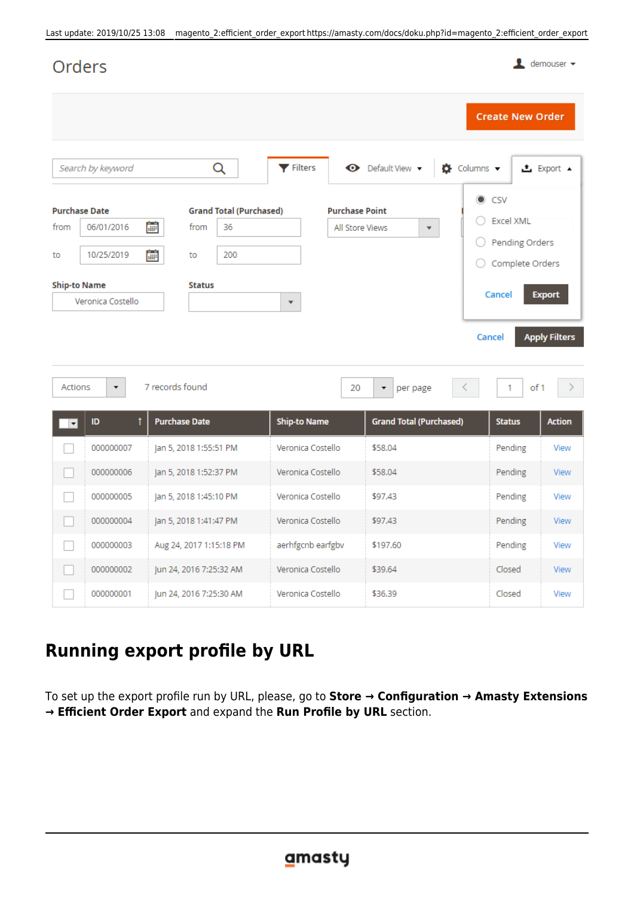## Running export profile by URL

To set up the export profile run by URL, please, go to **Store → Configuration → Amasty Extensions → Efficient Order Export** and expand the **Run Profile by URL** section.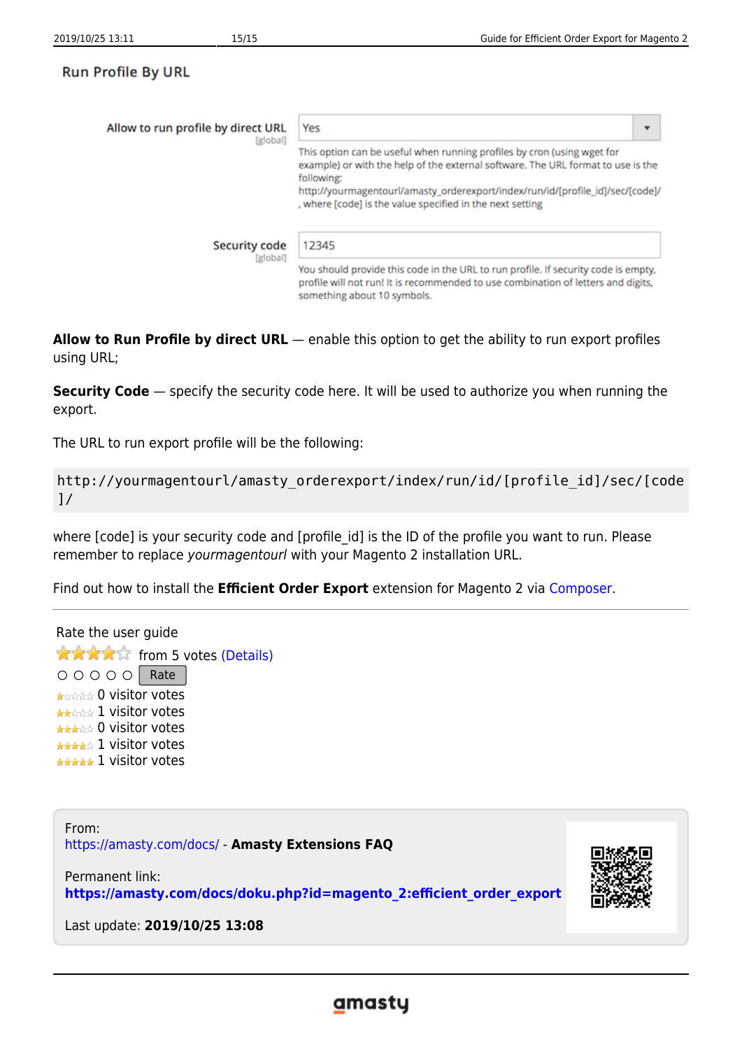Run Profile By URL

Allow to run profile by direct URL [global] — Yes

This option can be useful when running profiles by cron (using wget for example) or with the help of the external software. The URL format to use is the following: http://yourmagentourl/amasty_orderexport/index/run/id/[profile_id]/sec/[code]/ , where [code] is the value specified in the next setting

Security code [global] — 12345

You should provide this code in the URL to run profile. If security code is empty, profile will not run! It is recommended to use combination of letters and digits, something about 10 symbols.

**Allow to Run Profile by direct URL** — enable this option to get the ability to run export profiles using URL;

**Security Code** — specify the security code here. It will be used to authorize you when running the export.

The URL to run export profile will be the following:

```
http://yourmagentourl/amasty_orderexport/index/run/id/[profile_id]/sec/[code]/
```

where [code] is your security code and [profile_id] is the ID of the profile you want to run. Please remember to replace *yourmagentourl* with your Magento 2 installation URL.

Find out how to install the **Efficient Order Export** extension for Magento 2 via Composer.

---

Rate the user guide

from 5 votes (Details)

Rate

0 visitor votes
1 visitor votes
0 visitor votes
1 visitor votes
1 visitor votes

From:
https://amasty.com/docs/ - **Amasty Extensions FAQ**

Permanent link:
**https://amasty.com/docs/doku.php?id=magento_2:efficient_order_export**

Last update: **2019/10/25 13:08**